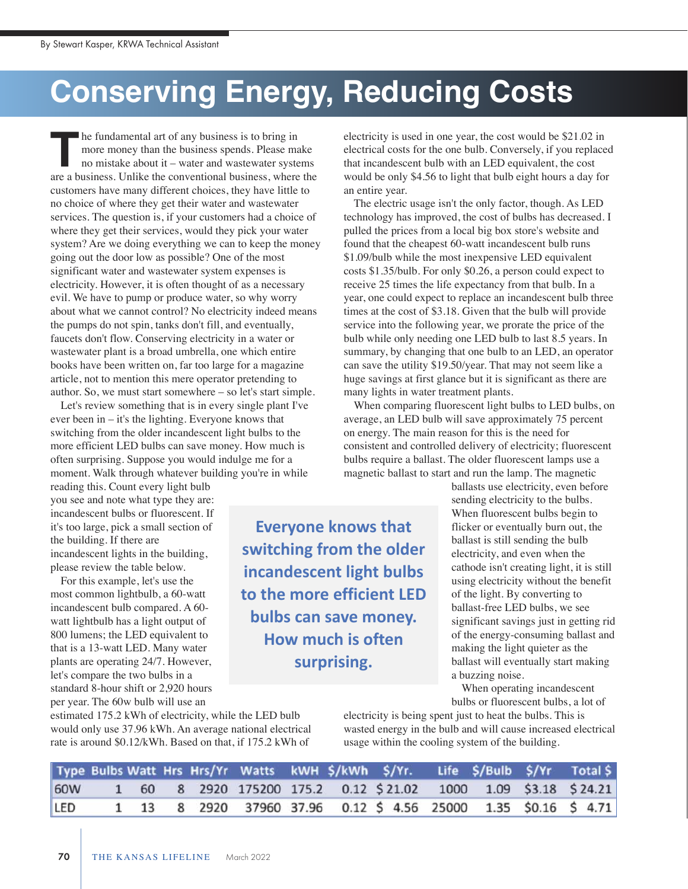By Stewart Kasper, KRWA Technical Assistant

# Conserving Energy, Reducing Costs

The fundamental art of any business is to bring in more money than the business spends. Please make no mistake about it – water and wastewater systems are a business. Unlike the conventional business, where the customers have many different choices, they have little to no choice of where they get their water and wastewater services. The question is, if your customers had a choice of where they get their services, would they pick your water system? Are we doing everything we can to keep the money going out the door low as possible? One of the most significant water and wastewater system expenses is electricity. However, it is often thought of as a necessary evil. We have to pump or produce water, so why worry about what we cannot control? No electricity indeed means the pumps do not spin, tanks don't fill, and eventually, faucets don't flow. Conserving electricity in a water or wastewater plant is a broad umbrella, one which entire books have been written on, far too large for a magazine article, not to mention this mere operator pretending to author. So, we must start somewhere – so let's start simple.

Let's review something that is in every single plant I've ever been in – it's the lighting. Everyone knows that switching from the older incandescent light bulbs to the more efficient LED bulbs can save money. How much is often surprising. Suppose you would indulge me for a moment. Walk through whatever building you're in while reading this. Count every light bulb you see and note what type they are: incandescent bulbs or fluorescent. If it's too large, pick a small section of the building. If there are incandescent lights in the building, please review the table below.

For this example, let's use the most common lightbulb, a 60-watt incandescent bulb compared. A 60-watt lightbulb has a light output of 800 lumens; the LED equivalent to that is a 13-watt LED. Many water plants are operating 24/7. However, let's compare the two bulbs in a standard 8-hour shift or 2,920 hours per year. The 60w bulb will use an estimated 175.2 kWh of electricity, while the LED bulb would only use 37.96 kWh. An average national electrical rate is around $0.12/kWh. Based on that, if 175.2 kWh of electricity is used in one year, the cost would be $21.02 in electrical costs for the one bulb. Conversely, if you replaced that incandescent bulb with an LED equivalent, the cost would be only $4.56 to light that bulb eight hours a day for an entire year.

> **Everyone knows that switching from the older incandescent light bulbs to the more efficient LED bulbs can save money. How much is often surprising.**

The electric usage isn't the only factor, though. As LED technology has improved, the cost of bulbs has decreased. I pulled the prices from a local big box store's website and found that the cheapest 60-watt incandescent bulb runs $1.09/bulb while the most inexpensive LED equivalent costs $1.35/bulb. For only $0.26, a person could expect to receive 25 times the life expectancy from that bulb. In a year, one could expect to replace an incandescent bulb three times at the cost of $3.18. Given that the bulb will provide service into the following year, we prorate the price of the bulb while only needing one LED bulb to last 8.5 years. In summary, by changing that one bulb to an LED, an operator can save the utility $19.50/year. That may not seem like a huge savings at first glance but it is significant as there are many lights in water treatment plants.

When comparing fluorescent light bulbs to LED bulbs, on average, an LED bulb will save approximately 75 percent on energy. The main reason for this is the need for consistent and controlled delivery of electricity; fluorescent bulbs require a ballast. The older fluorescent lamps use a magnetic ballast to start and run the lamp. The magnetic ballasts use electricity, even before sending electricity to the bulbs. When fluorescent bulbs begin to flicker or eventually burn out, the ballast is still sending the bulb electricity, and even when the cathode isn't creating light, it is still using electricity without the benefit of the light. By converting to ballast-free LED bulbs, we see significant savings just in getting rid of the energy-consuming ballast and making the light quieter as the ballast will eventually start making a buzzing noise.

When operating incandescent bulbs or fluorescent bulbs, a lot of electricity is being spent just to heat the bulbs. This is wasted energy in the bulb and will cause increased electrical usage within the cooling system of the building.

| Type | Bulbs | Watt | Hrs | Hrs/Yr | Watts | kWH | $/kWh | $/Yr. | Life | $/Bulb | $/Yr | Total $ |
|---|---|---|---|---|---|---|---|---|---|---|---|---|
| 60W | 1 | 60 | 8 | 2920 | 175200 | 175.2 | 0.12 | $ 21.02 | 1000 | 1.09 | $3.18 | $ 24.21 |
| LED | 1 | 13 | 8 | 2920 | 37960 | 37.96 | 0.12 | $ 4.56 | 25000 | 1.35 | $0.16 | $ 4.71 |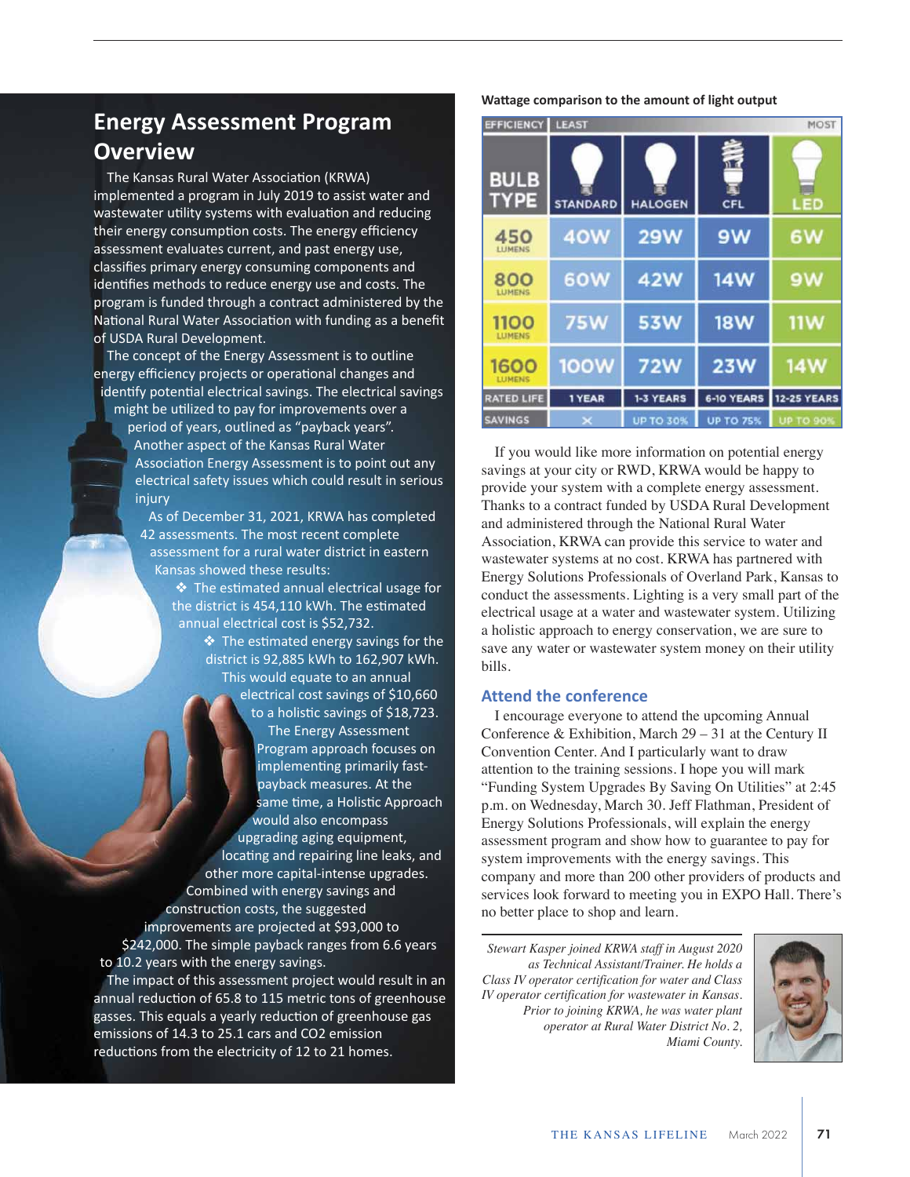## Energy Assessment Program Overview

The Kansas Rural Water Association (KRWA) implemented a program in July 2019 to assist water and wastewater utility systems with evaluation and reducing their energy consumption costs. The energy efficiency assessment evaluates current, and past energy use, classifies primary energy consuming components and identifies methods to reduce energy use and costs. The program is funded through a contract administered by the National Rural Water Association with funding as a benefit of USDA Rural Development.

The concept of the Energy Assessment is to outline energy efficiency projects or operational changes and identify potential electrical savings. The electrical savings might be utilized to pay for improvements over a period of years, outlined as "payback years". Another aspect of the Kansas Rural Water Association Energy Assessment is to point out any electrical safety issues which could result in serious injury

As of December 31, 2021, KRWA has completed 42 assessments. The most recent complete assessment for a rural water district in eastern Kansas showed these results:

- ❖ The estimated annual electrical usage for the district is 454,110 kWh. The estimated annual electrical cost is $52,732.
- ❖ The estimated energy savings for the district is 92,885 kWh to 162,907 kWh. This would equate to an annual electrical cost savings of $10,660 to a holistic savings of $18,723.

The Energy Assessment Program approach focuses on implementing primarily fast-payback measures. At the same time, a Holistic Approach would also encompass upgrading aging equipment, locating and repairing line leaks, and other more capital-intense upgrades. Combined with energy savings and construction costs, the suggested improvements are projected at $93,000 to $242,000. The simple payback ranges from 6.6 years to 10.2 years with the energy savings.

The impact of this assessment project would result in an annual reduction of 65.8 to 115 metric tons of greenhouse gasses. This equals a yearly reduction of greenhouse gas emissions of 14.3 to 25.1 cars and CO2 emission reductions from the electricity of 12 to 21 homes.

**Wattage comparison to the amount of light output**

| EFFICIENCY | LEAST | | | MOST |
|---|---|---|---|---|
| BULB TYPE | STANDARD | HALOGEN | CFL | LED |
| 450 LUMENS | 40W | 29W | 9W | 6W |
| 800 LUMENS | 60W | 42W | 14W | 9W |
| 1100 LUMENS | 75W | 53W | 18W | 11W |
| 1600 LUMENS | 100W | 72W | 23W | 14W |
| RATED LIFE | 1 YEAR | 1-3 YEARS | 6-10 YEARS | 12-25 YEARS |
| SAVINGS | ✕ | UP TO 30% | UP TO 75% | UP TO 90% |

If you would like more information on potential energy savings at your city or RWD, KRWA would be happy to provide your system with a complete energy assessment. Thanks to a contract funded by USDA Rural Development and administered through the National Rural Water Association, KRWA can provide this service to water and wastewater systems at no cost. KRWA has partnered with Energy Solutions Professionals of Overland Park, Kansas to conduct the assessments. Lighting is a very small part of the electrical usage at a water and wastewater system. Utilizing a holistic approach to energy conservation, we are sure to save any water or wastewater system money on their utility bills.

### Attend the conference

I encourage everyone to attend the upcoming Annual Conference & Exhibition, March 29 – 31 at the Century II Convention Center. And I particularly want to draw attention to the training sessions. I hope you will mark "Funding System Upgrades By Saving On Utilities" at 2:45 p.m. on Wednesday, March 30. Jeff Flathman, President of Energy Solutions Professionals, will explain the energy assessment program and show how to guarantee to pay for system improvements with the energy savings. This company and more than 200 other providers of products and services look forward to meeting you in EXPO Hall. There's no better place to shop and learn.

*Stewart Kasper joined KRWA staff in August 2020 as Technical Assistant/Trainer. He holds a Class IV operator certification for water and Class IV operator certification for wastewater in Kansas. Prior to joining KRWA, he was water plant operator at Rural Water District No. 2, Miami County.*